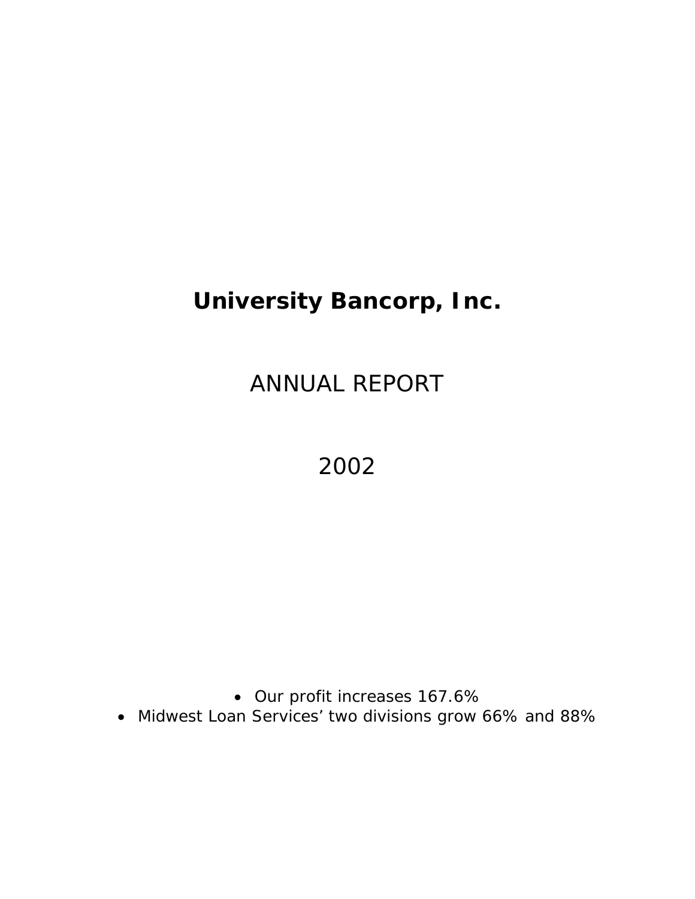# University Bancorp, Inc.

## ANNUAL REPORT

## 2002

- Our profit increases 167.6%
- Midwest Loan Services' two divisions grow 66% and 88%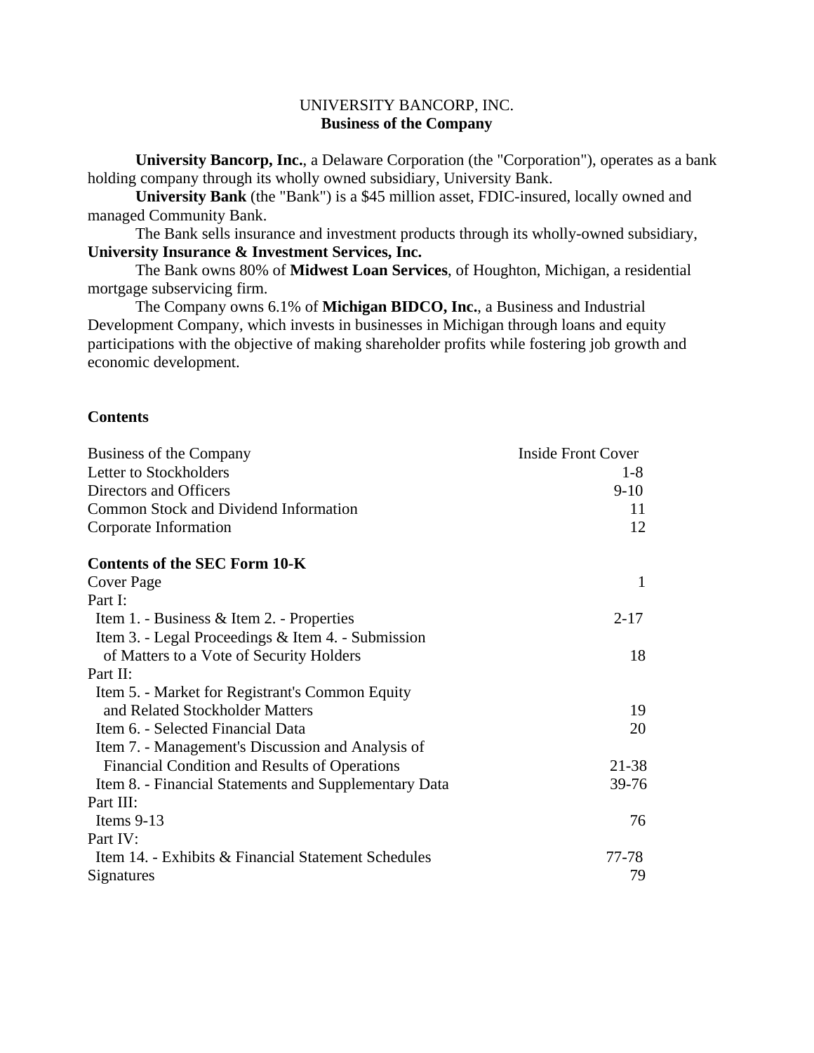# UNIVERSITY BANCORP, INC.
## Business of the Company

**University Bancorp, Inc.**, a Delaware Corporation (the "Corporation"), operates as a bank holding company through its wholly owned subsidiary, University Bank.

**University Bank** (the "Bank") is a $45 million asset, FDIC-insured, locally owned and managed Community Bank.

The Bank sells insurance and investment products through its wholly-owned subsidiary, **University Insurance & Investment Services, Inc.**

The Bank owns 80% of **Midwest Loan Services**, of Houghton, Michigan, a residential mortgage subservicing firm.

The Company owns 6.1% of **Michigan BIDCO, Inc.**, a Business and Industrial Development Company, which invests in businesses in Michigan through loans and equity participations with the objective of making shareholder profits while fostering job growth and economic development.

**Contents**

| | |
|---|---|
| Business of the Company | Inside Front Cover |
| Letter to Stockholders | 1-8 |
| Directors and Officers | 9-10 |
| Common Stock and Dividend Information | 11 |
| Corporate Information | 12 |

**Contents of the SEC Form 10-K**

| | |
|---|---|
| Cover Page | 1 |
| Part I: | |
| Item 1. - Business & Item 2. - Properties | 2-17 |
| Item 3. - Legal Proceedings & Item 4. - Submission of Matters to a Vote of Security Holders | 18 |
| Part II: | |
| Item 5. - Market for Registrant's Common Equity and Related Stockholder Matters | 19 |
| Item 6. - Selected Financial Data | 20 |
| Item 7. - Management's Discussion and Analysis of Financial Condition and Results of Operations | 21-38 |
| Item 8. - Financial Statements and Supplementary Data | 39-76 |
| Part III: | |
| Items 9-13 | 76 |
| Part IV: | |
| Item 14. - Exhibits & Financial Statement Schedules | 77-78 |
| Signatures | 79 |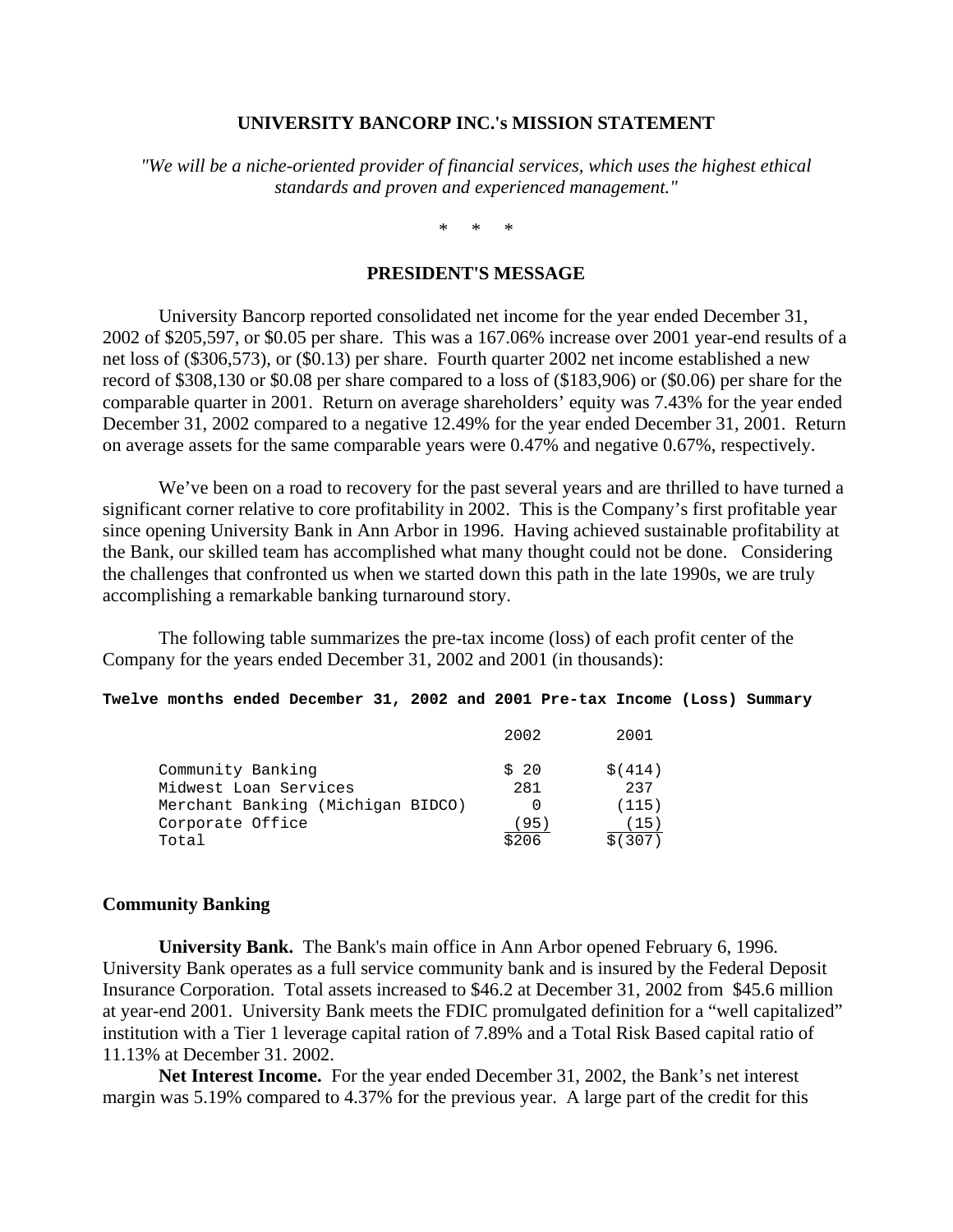**UNIVERSITY BANCORP INC.'s MISSION STATEMENT**

*"We will be a niche-oriented provider of financial services, which uses the highest ethical standards and proven and experienced management."*

\*   \*   \*

**PRESIDENT'S MESSAGE**

University Bancorp reported consolidated net income for the year ended December 31, 2002 of $205,597, or $0.05 per share. This was a 167.06% increase over 2001 year-end results of a net loss of ($306,573), or ($0.13) per share. Fourth quarter 2002 net income established a new record of $308,130 or $0.08 per share compared to a loss of ($183,906) or ($0.06) per share for the comparable quarter in 2001. Return on average shareholders' equity was 7.43% for the year ended December 31, 2002 compared to a negative 12.49% for the year ended December 31, 2001. Return on average assets for the same comparable years were 0.47% and negative 0.67%, respectively.

We've been on a road to recovery for the past several years and are thrilled to have turned a significant corner relative to core profitability in 2002. This is the Company's first profitable year since opening University Bank in Ann Arbor in 1996. Having achieved sustainable profitability at the Bank, our skilled team has accomplished what many thought could not be done. Considering the challenges that confronted us when we started down this path in the late 1990s, we are truly accomplishing a remarkable banking turnaround story.

The following table summarizes the pre-tax income (loss) of each profit center of the Company for the years ended December 31, 2002 and 2001 (in thousands):

**Twelve months ended December 31, 2002 and 2001 Pre-tax Income (Loss) Summary**

| | 2002 | 2001 |
|---|---|---|
| Community Banking | $ 20 | $(414) |
| Midwest Loan Services | 281 | 237 |
| Merchant Banking (Michigan BIDCO) | 0 | (115) |
| Corporate Office | (95) | (15) |
| Total | $206 | $(307) |

## Community Banking

**University Bank.** The Bank's main office in Ann Arbor opened February 6, 1996. University Bank operates as a full service community bank and is insured by the Federal Deposit Insurance Corporation. Total assets increased to $46.2 at December 31, 2002 from $45.6 million at year-end 2001. University Bank meets the FDIC promulgated definition for a "well capitalized" institution with a Tier 1 leverage capital ration of 7.89% and a Total Risk Based capital ratio of 11.13% at December 31. 2002.

**Net Interest Income.** For the year ended December 31, 2002, the Bank's net interest margin was 5.19% compared to 4.37% for the previous year. A large part of the credit for this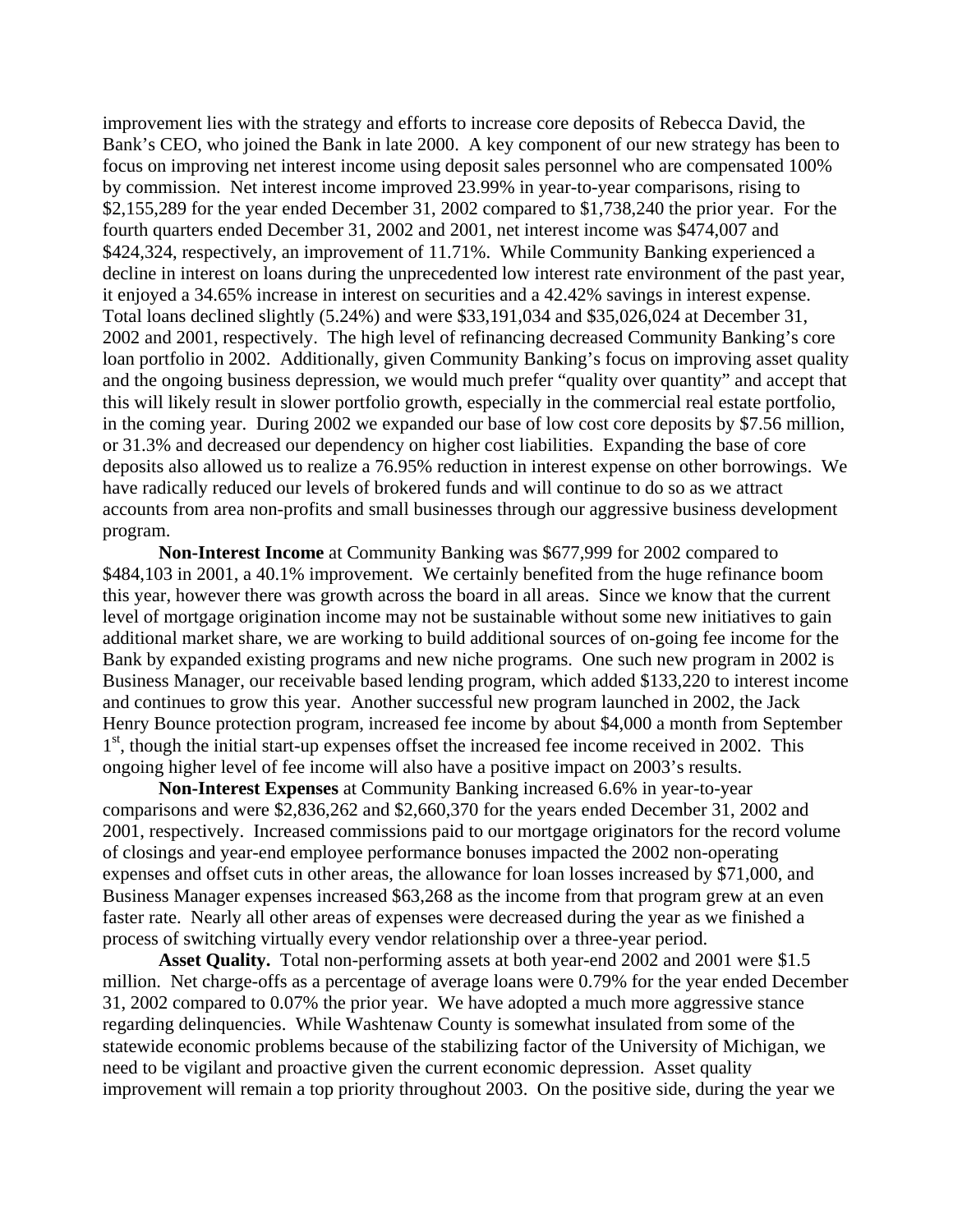improvement lies with the strategy and efforts to increase core deposits of Rebecca David, the Bank's CEO, who joined the Bank in late 2000. A key component of our new strategy has been to focus on improving net interest income using deposit sales personnel who are compensated 100% by commission. Net interest income improved 23.99% in year-to-year comparisons, rising to $2,155,289 for the year ended December 31, 2002 compared to $1,738,240 the prior year. For the fourth quarters ended December 31, 2002 and 2001, net interest income was $474,007 and $424,324, respectively, an improvement of 11.71%. While Community Banking experienced a decline in interest on loans during the unprecedented low interest rate environment of the past year, it enjoyed a 34.65% increase in interest on securities and a 42.42% savings in interest expense. Total loans declined slightly (5.24%) and were $33,191,034 and $35,026,024 at December 31, 2002 and 2001, respectively. The high level of refinancing decreased Community Banking's core loan portfolio in 2002. Additionally, given Community Banking's focus on improving asset quality and the ongoing business depression, we would much prefer "quality over quantity" and accept that this will likely result in slower portfolio growth, especially in the commercial real estate portfolio, in the coming year. During 2002 we expanded our base of low cost core deposits by $7.56 million, or 31.3% and decreased our dependency on higher cost liabilities. Expanding the base of core deposits also allowed us to realize a 76.95% reduction in interest expense on other borrowings. We have radically reduced our levels of brokered funds and will continue to do so as we attract accounts from area non-profits and small businesses through our aggressive business development program.

**Non-Interest Income** at Community Banking was $677,999 for 2002 compared to $484,103 in 2001, a 40.1% improvement. We certainly benefited from the huge refinance boom this year, however there was growth across the board in all areas. Since we know that the current level of mortgage origination income may not be sustainable without some new initiatives to gain additional market share, we are working to build additional sources of on-going fee income for the Bank by expanded existing programs and new niche programs. One such new program in 2002 is Business Manager, our receivable based lending program, which added $133,220 to interest income and continues to grow this year. Another successful new program launched in 2002, the Jack Henry Bounce protection program, increased fee income by about $4,000 a month from September 1st, though the initial start-up expenses offset the increased fee income received in 2002. This ongoing higher level of fee income will also have a positive impact on 2003's results.

**Non-Interest Expenses** at Community Banking increased 6.6% in year-to-year comparisons and were $2,836,262 and $2,660,370 for the years ended December 31, 2002 and 2001, respectively. Increased commissions paid to our mortgage originators for the record volume of closings and year-end employee performance bonuses impacted the 2002 non-operating expenses and offset cuts in other areas, the allowance for loan losses increased by $71,000, and Business Manager expenses increased $63,268 as the income from that program grew at an even faster rate. Nearly all other areas of expenses were decreased during the year as we finished a process of switching virtually every vendor relationship over a three-year period.

**Asset Quality.** Total non-performing assets at both year-end 2002 and 2001 were $1.5 million. Net charge-offs as a percentage of average loans were 0.79% for the year ended December 31, 2002 compared to 0.07% the prior year. We have adopted a much more aggressive stance regarding delinquencies. While Washtenaw County is somewhat insulated from some of the statewide economic problems because of the stabilizing factor of the University of Michigan, we need to be vigilant and proactive given the current economic depression. Asset quality improvement will remain a top priority throughout 2003. On the positive side, during the year we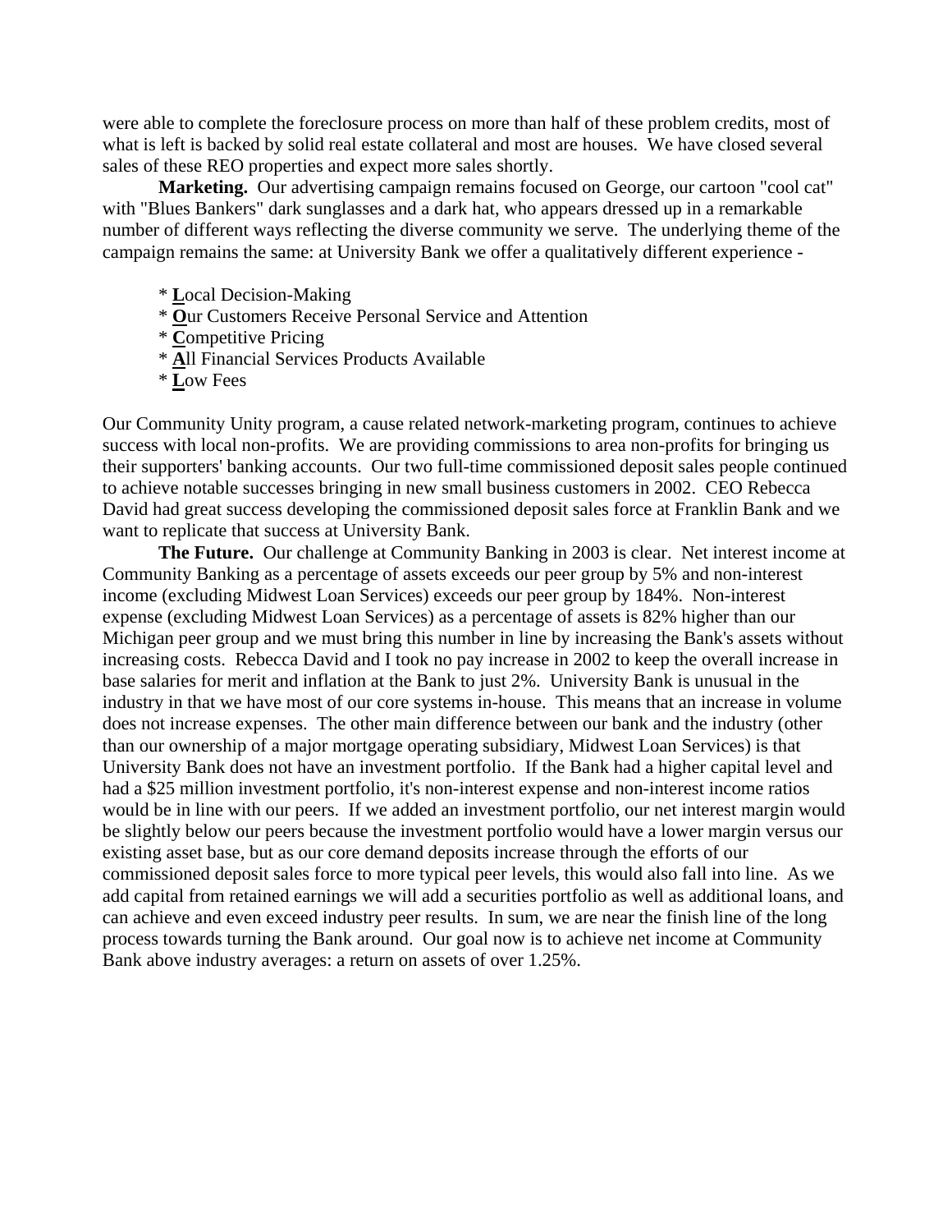were able to complete the foreclosure process on more than half of these problem credits, most of what is left is backed by solid real estate collateral and most are houses. We have closed several sales of these REO properties and expect more sales shortly.

**Marketing.** Our advertising campaign remains focused on George, our cartoon "cool cat" with "Blues Bankers" dark sunglasses and a dark hat, who appears dressed up in a remarkable number of different ways reflecting the diverse community we serve. The underlying theme of the campaign remains the same: at University Bank we offer a qualitatively different experience -

* **L**ocal Decision-Making
* **O**ur Customers Receive Personal Service and Attention
* **C**ompetitive Pricing
* **A**ll Financial Services Products Available
* **L**ow Fees

Our Community Unity program, a cause related network-marketing program, continues to achieve success with local non-profits. We are providing commissions to area non-profits for bringing us their supporters' banking accounts. Our two full-time commissioned deposit sales people continued to achieve notable successes bringing in new small business customers in 2002. CEO Rebecca David had great success developing the commissioned deposit sales force at Franklin Bank and we want to replicate that success at University Bank.

**The Future.** Our challenge at Community Banking in 2003 is clear. Net interest income at Community Banking as a percentage of assets exceeds our peer group by 5% and non-interest income (excluding Midwest Loan Services) exceeds our peer group by 184%. Non-interest expense (excluding Midwest Loan Services) as a percentage of assets is 82% higher than our Michigan peer group and we must bring this number in line by increasing the Bank's assets without increasing costs. Rebecca David and I took no pay increase in 2002 to keep the overall increase in base salaries for merit and inflation at the Bank to just 2%. University Bank is unusual in the industry in that we have most of our core systems in-house. This means that an increase in volume does not increase expenses. The other main difference between our bank and the industry (other than our ownership of a major mortgage operating subsidiary, Midwest Loan Services) is that University Bank does not have an investment portfolio. If the Bank had a higher capital level and had a $25 million investment portfolio, it's non-interest expense and non-interest income ratios would be in line with our peers. If we added an investment portfolio, our net interest margin would be slightly below our peers because the investment portfolio would have a lower margin versus our existing asset base, but as our core demand deposits increase through the efforts of our commissioned deposit sales force to more typical peer levels, this would also fall into line. As we add capital from retained earnings we will add a securities portfolio as well as additional loans, and can achieve and even exceed industry peer results. In sum, we are near the finish line of the long process towards turning the Bank around. Our goal now is to achieve net income at Community Bank above industry averages: a return on assets of over 1.25%.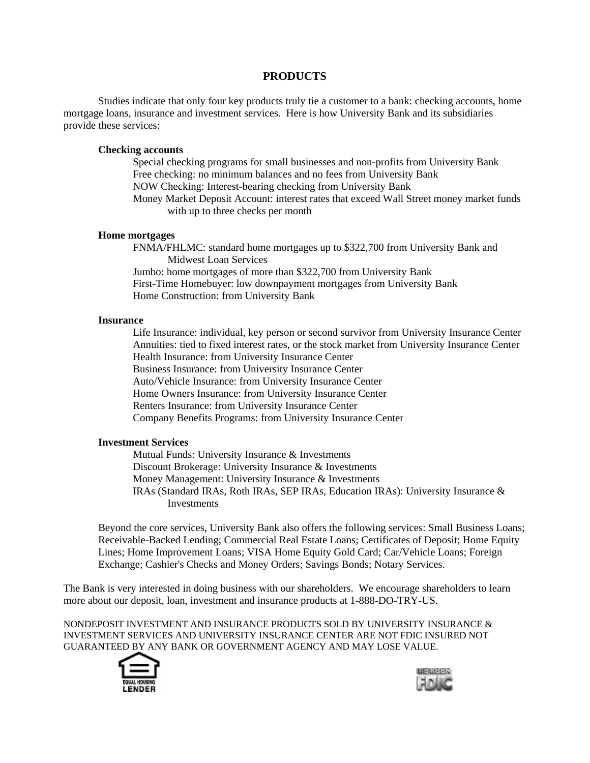# PRODUCTS

Studies indicate that only four key products truly tie a customer to a bank: checking accounts, home mortgage loans, insurance and investment services. Here is how University Bank and its subsidiaries provide these services:

**Checking accounts**

- Special checking programs for small businesses and non-profits from University Bank
- Free checking: no minimum balances and no fees from University Bank
- NOW Checking: Interest-bearing checking from University Bank
- Money Market Deposit Account: interest rates that exceed Wall Street money market funds with up to three checks per month

**Home mortgages**

- FNMA/FHLMC: standard home mortgages up to $322,700 from University Bank and Midwest Loan Services
- Jumbo: home mortgages of more than $322,700 from University Bank
- First-Time Homebuyer: low downpayment mortgages from University Bank
- Home Construction: from University Bank

**Insurance**

- Life Insurance: individual, key person or second survivor from University Insurance Center
- Annuities: tied to fixed interest rates, or the stock market from University Insurance Center
- Health Insurance: from University Insurance Center
- Business Insurance: from University Insurance Center
- Auto/Vehicle Insurance: from University Insurance Center
- Home Owners Insurance: from University Insurance Center
- Renters Insurance: from University Insurance Center
- Company Benefits Programs: from University Insurance Center

**Investment Services**

- Mutual Funds: University Insurance & Investments
- Discount Brokerage: University Insurance & Investments
- Money Management: University Insurance & Investments
- IRAs (Standard IRAs, Roth IRAs, SEP IRAs, Education IRAs): University Insurance & Investments

Beyond the core services, University Bank also offers the following services: Small Business Loans; Receivable-Backed Lending; Commercial Real Estate Loans; Certificates of Deposit; Home Equity Lines; Home Improvement Loans; VISA Home Equity Gold Card; Car/Vehicle Loans; Foreign Exchange; Cashier's Checks and Money Orders; Savings Bonds; Notary Services.

The Bank is very interested in doing business with our shareholders. We encourage shareholders to learn more about our deposit, loan, investment and insurance products at 1-888-DO-TRY-US.

NONDEPOSIT INVESTMENT AND INSURANCE PRODUCTS SOLD BY UNIVERSITY INSURANCE & INVESTMENT SERVICES AND UNIVERSITY INSURANCE CENTER ARE NOT FDIC INSURED NOT GUARANTEED BY ANY BANK OR GOVERNMENT AGENCY AND MAY LOSE VALUE.

EQUAL HOUSING LENDER

MEMBER FDIC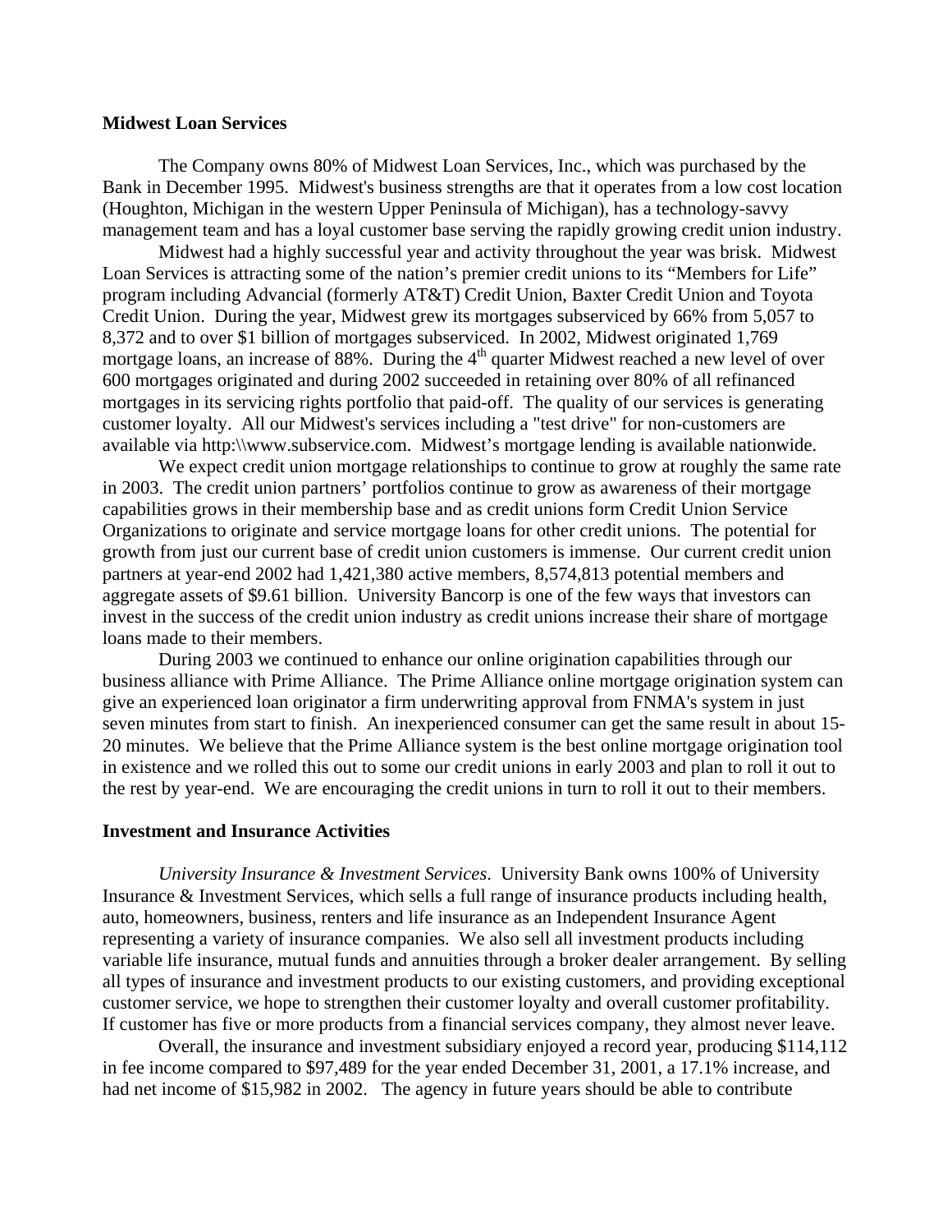### Midwest Loan Services

The Company owns 80% of Midwest Loan Services, Inc., which was purchased by the Bank in December 1995. Midwest's business strengths are that it operates from a low cost location (Houghton, Michigan in the western Upper Peninsula of Michigan), has a technology-savvy management team and has a loyal customer base serving the rapidly growing credit union industry.

Midwest had a highly successful year and activity throughout the year was brisk. Midwest Loan Services is attracting some of the nation's premier credit unions to its "Members for Life" program including Advancial (formerly AT&T) Credit Union, Baxter Credit Union and Toyota Credit Union. During the year, Midwest grew its mortgages subserviced by 66% from 5,057 to 8,372 and to over $1 billion of mortgages subserviced. In 2002, Midwest originated 1,769 mortgage loans, an increase of 88%. During the 4th quarter Midwest reached a new level of over 600 mortgages originated and during 2002 succeeded in retaining over 80% of all refinanced mortgages in its servicing rights portfolio that paid-off. The quality of our services is generating customer loyalty. All our Midwest's services including a "test drive" for non-customers are available via http:\\www.subservice.com. Midwest's mortgage lending is available nationwide.

We expect credit union mortgage relationships to continue to grow at roughly the same rate in 2003. The credit union partners' portfolios continue to grow as awareness of their mortgage capabilities grows in their membership base and as credit unions form Credit Union Service Organizations to originate and service mortgage loans for other credit unions. The potential for growth from just our current base of credit union customers is immense. Our current credit union partners at year-end 2002 had 1,421,380 active members, 8,574,813 potential members and aggregate assets of $9.61 billion. University Bancorp is one of the few ways that investors can invest in the success of the credit union industry as credit unions increase their share of mortgage loans made to their members.

During 2003 we continued to enhance our online origination capabilities through our business alliance with Prime Alliance. The Prime Alliance online mortgage origination system can give an experienced loan originator a firm underwriting approval from FNMA's system in just seven minutes from start to finish. An inexperienced consumer can get the same result in about 15-20 minutes. We believe that the Prime Alliance system is the best online mortgage origination tool in existence and we rolled this out to some our credit unions in early 2003 and plan to roll it out to the rest by year-end. We are encouraging the credit unions in turn to roll it out to their members.

### Investment and Insurance Activities

*University Insurance & Investment Services*. University Bank owns 100% of University Insurance & Investment Services, which sells a full range of insurance products including health, auto, homeowners, business, renters and life insurance as an Independent Insurance Agent representing a variety of insurance companies. We also sell all investment products including variable life insurance, mutual funds and annuities through a broker dealer arrangement. By selling all types of insurance and investment products to our existing customers, and providing exceptional customer service, we hope to strengthen their customer loyalty and overall customer profitability. If customer has five or more products from a financial services company, they almost never leave.

Overall, the insurance and investment subsidiary enjoyed a record year, producing $114,112 in fee income compared to $97,489 for the year ended December 31, 2001, a 17.1% increase, and had net income of $15,982 in 2002. The agency in future years should be able to contribute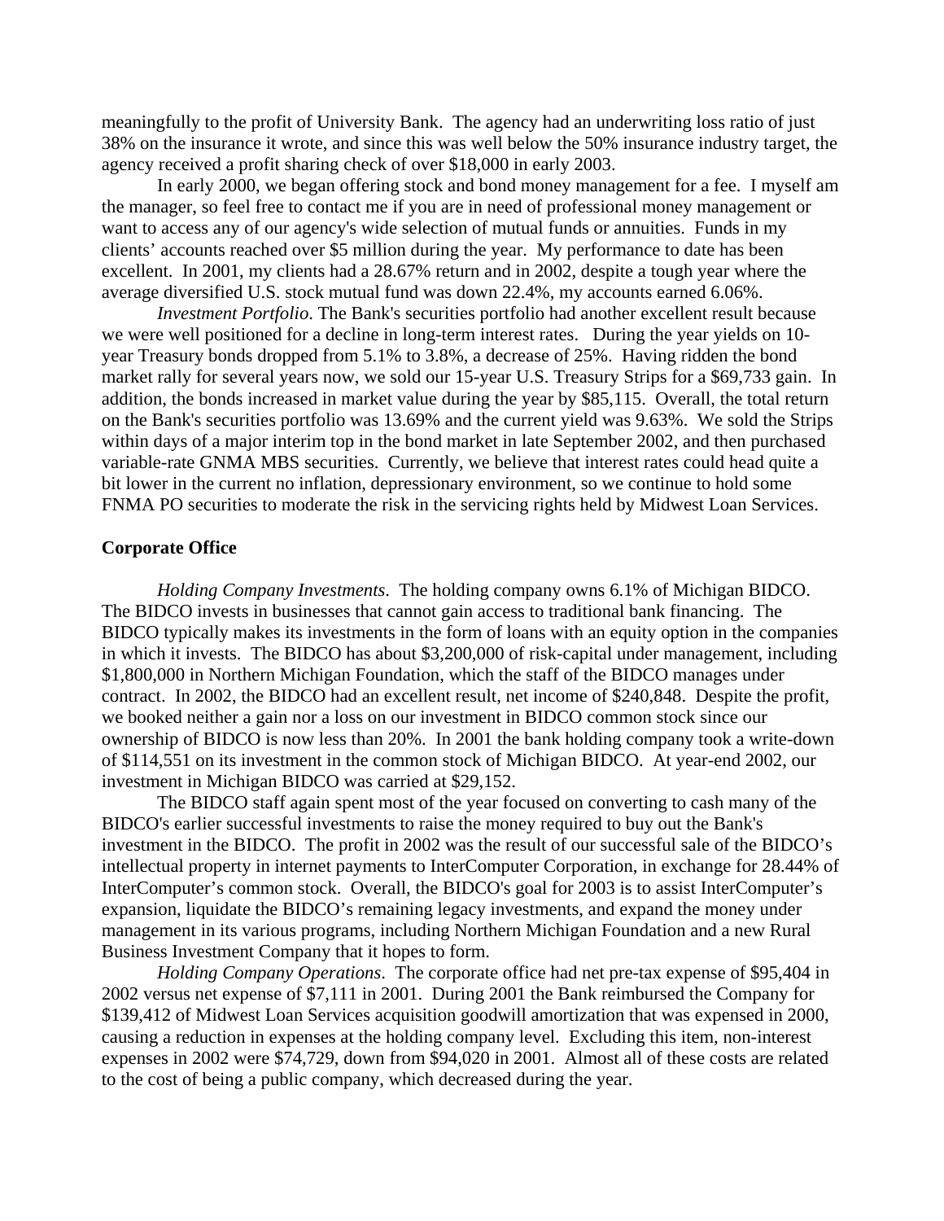meaningfully to the profit of University Bank. The agency had an underwriting loss ratio of just 38% on the insurance it wrote, and since this was well below the 50% insurance industry target, the agency received a profit sharing check of over $18,000 in early 2003.

In early 2000, we began offering stock and bond money management for a fee. I myself am the manager, so feel free to contact me if you are in need of professional money management or want to access any of our agency's wide selection of mutual funds or annuities. Funds in my clients' accounts reached over $5 million during the year. My performance to date has been excellent. In 2001, my clients had a 28.67% return and in 2002, despite a tough year where the average diversified U.S. stock mutual fund was down 22.4%, my accounts earned 6.06%.

*Investment Portfolio*. The Bank's securities portfolio had another excellent result because we were well positioned for a decline in long-term interest rates. During the year yields on 10-year Treasury bonds dropped from 5.1% to 3.8%, a decrease of 25%. Having ridden the bond market rally for several years now, we sold our 15-year U.S. Treasury Strips for a $69,733 gain. In addition, the bonds increased in market value during the year by $85,115. Overall, the total return on the Bank's securities portfolio was 13.69% and the current yield was 9.63%. We sold the Strips within days of a major interim top in the bond market in late September 2002, and then purchased variable-rate GNMA MBS securities. Currently, we believe that interest rates could head quite a bit lower in the current no inflation, depressionary environment, so we continue to hold some FNMA PO securities to moderate the risk in the servicing rights held by Midwest Loan Services.

**Corporate Office**

*Holding Company Investments*. The holding company owns 6.1% of Michigan BIDCO. The BIDCO invests in businesses that cannot gain access to traditional bank financing. The BIDCO typically makes its investments in the form of loans with an equity option in the companies in which it invests. The BIDCO has about $3,200,000 of risk-capital under management, including $1,800,000 in Northern Michigan Foundation, which the staff of the BIDCO manages under contract. In 2002, the BIDCO had an excellent result, net income of $240,848. Despite the profit, we booked neither a gain nor a loss on our investment in BIDCO common stock since our ownership of BIDCO is now less than 20%. In 2001 the bank holding company took a write-down of $114,551 on its investment in the common stock of Michigan BIDCO. At year-end 2002, our investment in Michigan BIDCO was carried at $29,152.

The BIDCO staff again spent most of the year focused on converting to cash many of the BIDCO's earlier successful investments to raise the money required to buy out the Bank's investment in the BIDCO. The profit in 2002 was the result of our successful sale of the BIDCO's intellectual property in internet payments to InterComputer Corporation, in exchange for 28.44% of InterComputer's common stock. Overall, the BIDCO's goal for 2003 is to assist InterComputer's expansion, liquidate the BIDCO's remaining legacy investments, and expand the money under management in its various programs, including Northern Michigan Foundation and a new Rural Business Investment Company that it hopes to form.

*Holding Company Operations*. The corporate office had net pre-tax expense of $95,404 in 2002 versus net expense of $7,111 in 2001. During 2001 the Bank reimbursed the Company for $139,412 of Midwest Loan Services acquisition goodwill amortization that was expensed in 2000, causing a reduction in expenses at the holding company level. Excluding this item, non-interest expenses in 2002 were $74,729, down from $94,020 in 2001. Almost all of these costs are related to the cost of being a public company, which decreased during the year.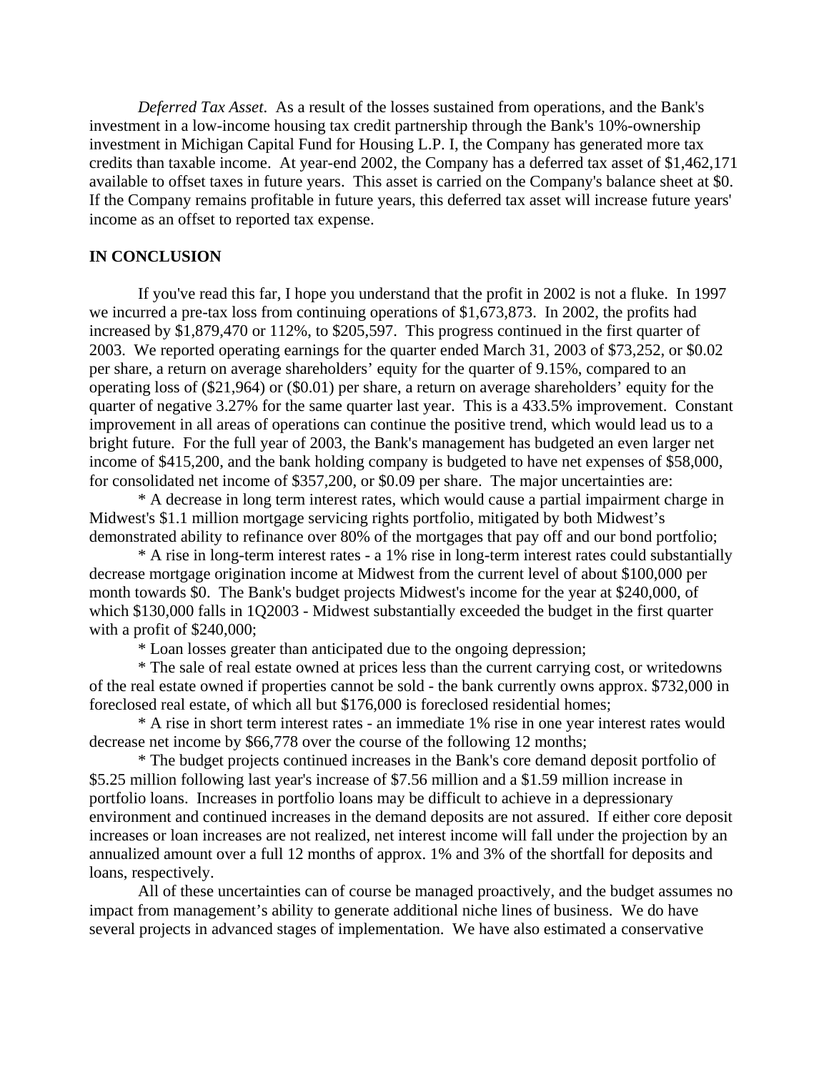*Deferred Tax Asset*. As a result of the losses sustained from operations, and the Bank's investment in a low-income housing tax credit partnership through the Bank's 10%-ownership investment in Michigan Capital Fund for Housing L.P. I, the Company has generated more tax credits than taxable income. At year-end 2002, the Company has a deferred tax asset of $1,462,171 available to offset taxes in future years. This asset is carried on the Company's balance sheet at $0. If the Company remains profitable in future years, this deferred tax asset will increase future years' income as an offset to reported tax expense.

**IN CONCLUSION**

If you've read this far, I hope you understand that the profit in 2002 is not a fluke. In 1997 we incurred a pre-tax loss from continuing operations of $1,673,873. In 2002, the profits had increased by $1,879,470 or 112%, to $205,597. This progress continued in the first quarter of 2003. We reported operating earnings for the quarter ended March 31, 2003 of $73,252, or $0.02 per share, a return on average shareholders' equity for the quarter of 9.15%, compared to an operating loss of ($21,964) or ($0.01) per share, a return on average shareholders' equity for the quarter of negative 3.27% for the same quarter last year. This is a 433.5% improvement. Constant improvement in all areas of operations can continue the positive trend, which would lead us to a bright future. For the full year of 2003, the Bank's management has budgeted an even larger net income of $415,200, and the bank holding company is budgeted to have net expenses of $58,000, for consolidated net income of $357,200, or $0.09 per share. The major uncertainties are:

* A decrease in long term interest rates, which would cause a partial impairment charge in Midwest's $1.1 million mortgage servicing rights portfolio, mitigated by both Midwest's demonstrated ability to refinance over 80% of the mortgages that pay off and our bond portfolio;

* A rise in long-term interest rates - a 1% rise in long-term interest rates could substantially decrease mortgage origination income at Midwest from the current level of about $100,000 per month towards $0. The Bank's budget projects Midwest's income for the year at $240,000, of which $130,000 falls in 1Q2003 - Midwest substantially exceeded the budget in the first quarter with a profit of $240,000;

* Loan losses greater than anticipated due to the ongoing depression;

* The sale of real estate owned at prices less than the current carrying cost, or writedowns of the real estate owned if properties cannot be sold - the bank currently owns approx. $732,000 in foreclosed real estate, of which all but $176,000 is foreclosed residential homes;

* A rise in short term interest rates - an immediate 1% rise in one year interest rates would decrease net income by $66,778 over the course of the following 12 months;

* The budget projects continued increases in the Bank's core demand deposit portfolio of $5.25 million following last year's increase of $7.56 million and a $1.59 million increase in portfolio loans. Increases in portfolio loans may be difficult to achieve in a depressionary environment and continued increases in the demand deposits are not assured. If either core deposit increases or loan increases are not realized, net interest income will fall under the projection by an annualized amount over a full 12 months of approx. 1% and 3% of the shortfall for deposits and loans, respectively.

All of these uncertainties can of course be managed proactively, and the budget assumes no impact from management's ability to generate additional niche lines of business. We do have several projects in advanced stages of implementation. We have also estimated a conservative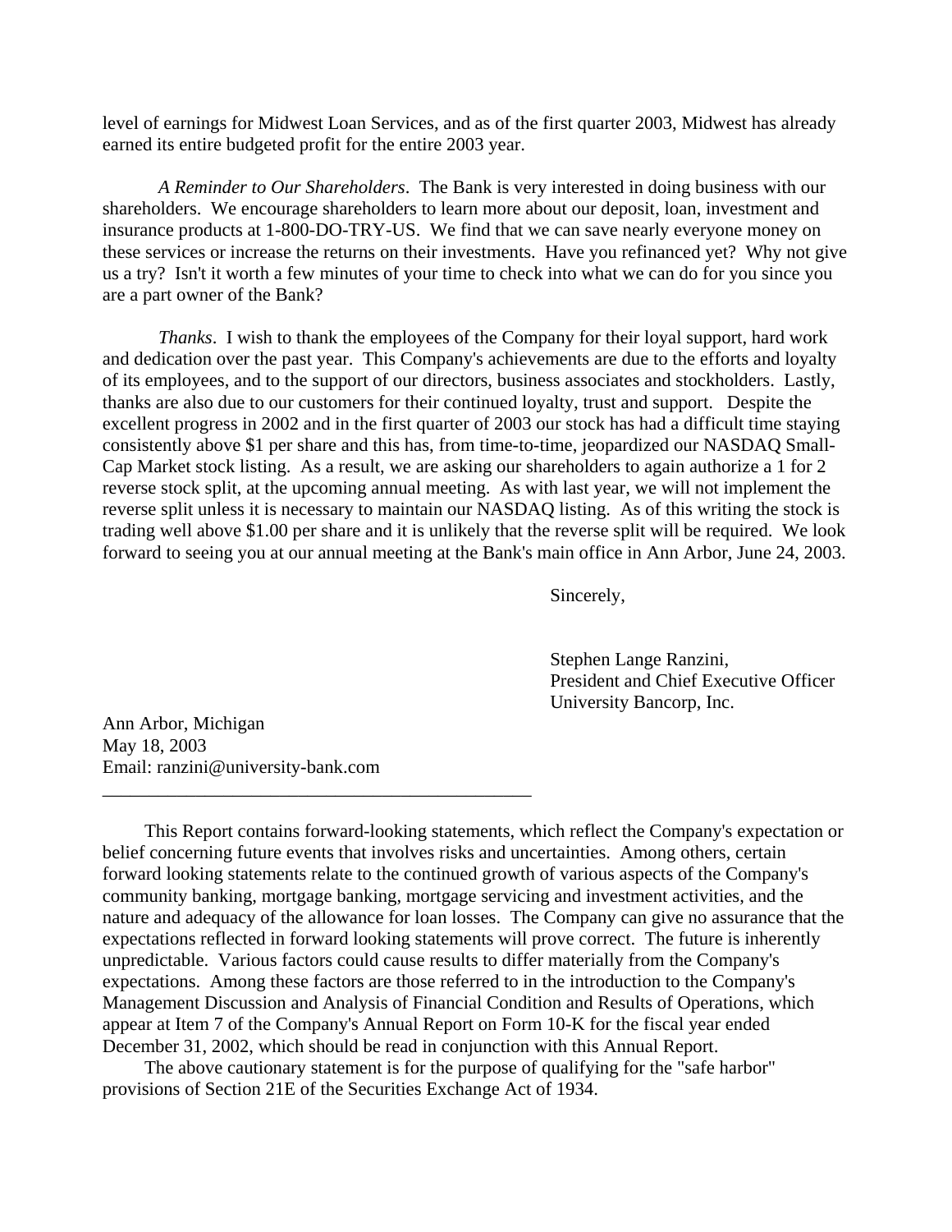level of earnings for Midwest Loan Services, and as of the first quarter 2003, Midwest has already earned its entire budgeted profit for the entire 2003 year.

*A Reminder to Our Shareholders*. The Bank is very interested in doing business with our shareholders. We encourage shareholders to learn more about our deposit, loan, investment and insurance products at 1-800-DO-TRY-US. We find that we can save nearly everyone money on these services or increase the returns on their investments. Have you refinanced yet? Why not give us a try? Isn't it worth a few minutes of your time to check into what we can do for you since you are a part owner of the Bank?

*Thanks*. I wish to thank the employees of the Company for their loyal support, hard work and dedication over the past year. This Company's achievements are due to the efforts and loyalty of its employees, and to the support of our directors, business associates and stockholders. Lastly, thanks are also due to our customers for their continued loyalty, trust and support. Despite the excellent progress in 2002 and in the first quarter of 2003 our stock has had a difficult time staying consistently above $1 per share and this has, from time-to-time, jeopardized our NASDAQ Small-Cap Market stock listing. As a result, we are asking our shareholders to again authorize a 1 for 2 reverse stock split, at the upcoming annual meeting. As with last year, we will not implement the reverse split unless it is necessary to maintain our NASDAQ listing. As of this writing the stock is trading well above $1.00 per share and it is unlikely that the reverse split will be required. We look forward to seeing you at our annual meeting at the Bank's main office in Ann Arbor, June 24, 2003.

Sincerely,

Stephen Lange Ranzini,
President and Chief Executive Officer
University Bancorp, Inc.

Ann Arbor, Michigan
May 18, 2003
Email: ranzini@university-bank.com

---

This Report contains forward-looking statements, which reflect the Company's expectation or belief concerning future events that involves risks and uncertainties. Among others, certain forward looking statements relate to the continued growth of various aspects of the Company's community banking, mortgage banking, mortgage servicing and investment activities, and the nature and adequacy of the allowance for loan losses. The Company can give no assurance that the expectations reflected in forward looking statements will prove correct. The future is inherently unpredictable. Various factors could cause results to differ materially from the Company's expectations. Among these factors are those referred to in the introduction to the Company's Management Discussion and Analysis of Financial Condition and Results of Operations, which appear at Item 7 of the Company's Annual Report on Form 10-K for the fiscal year ended December 31, 2002, which should be read in conjunction with this Annual Report.

The above cautionary statement is for the purpose of qualifying for the "safe harbor" provisions of Section 21E of the Securities Exchange Act of 1934.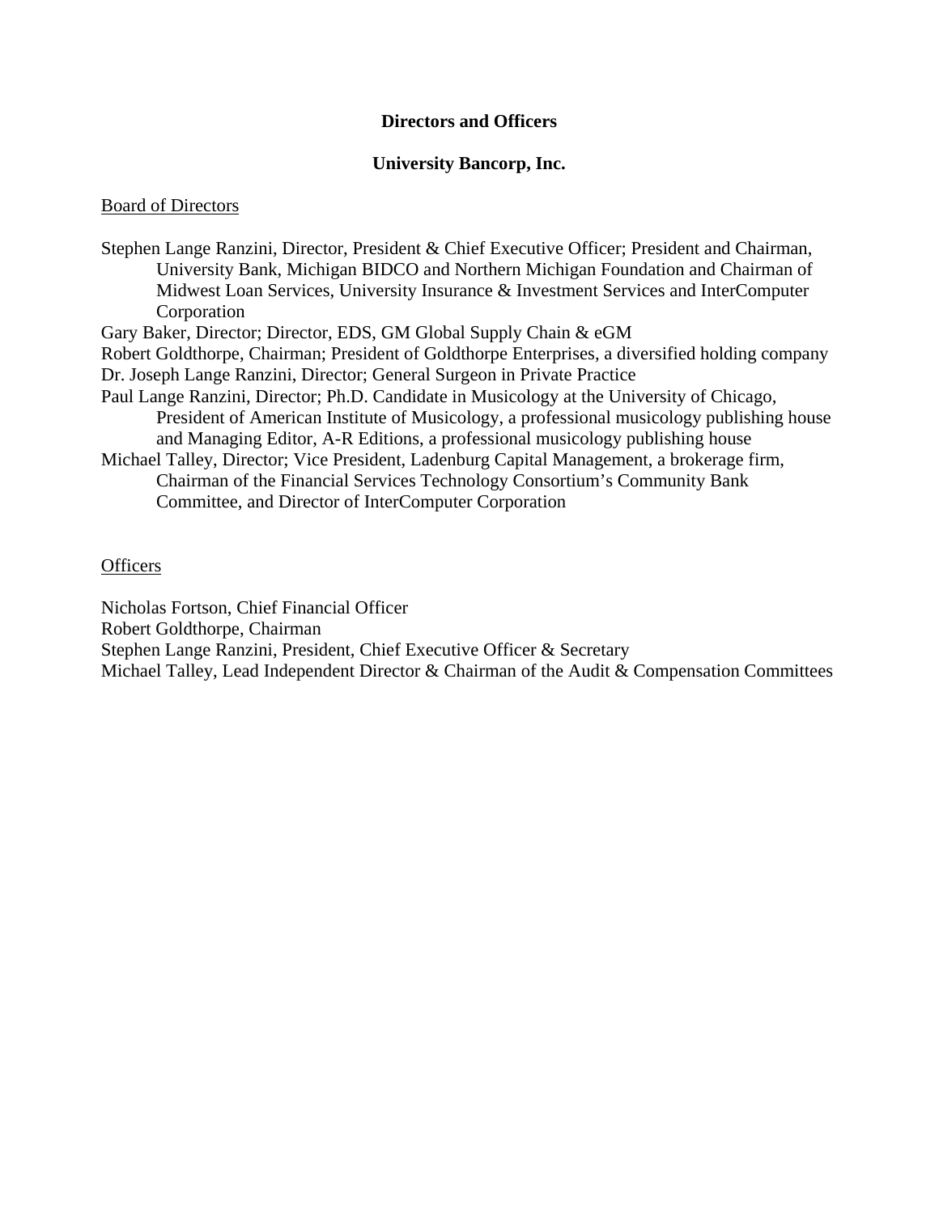# Directors and Officers

## University Bancorp, Inc.

Board of Directors

Stephen Lange Ranzini, Director, President & Chief Executive Officer; President and Chairman, University Bank, Michigan BIDCO and Northern Michigan Foundation and Chairman of Midwest Loan Services, University Insurance & Investment Services and InterComputer Corporation

Gary Baker, Director; Director, EDS, GM Global Supply Chain & eGM

Robert Goldthorpe, Chairman; President of Goldthorpe Enterprises, a diversified holding company

Dr. Joseph Lange Ranzini, Director; General Surgeon in Private Practice

Paul Lange Ranzini, Director; Ph.D. Candidate in Musicology at the University of Chicago, President of American Institute of Musicology, a professional musicology publishing house and Managing Editor, A-R Editions, a professional musicology publishing house

Michael Talley, Director; Vice President, Ladenburg Capital Management, a brokerage firm, Chairman of the Financial Services Technology Consortium's Community Bank Committee, and Director of InterComputer Corporation

Officers

Nicholas Fortson, Chief Financial Officer

Robert Goldthorpe, Chairman

Stephen Lange Ranzini, President, Chief Executive Officer & Secretary

Michael Talley, Lead Independent Director & Chairman of the Audit & Compensation Committees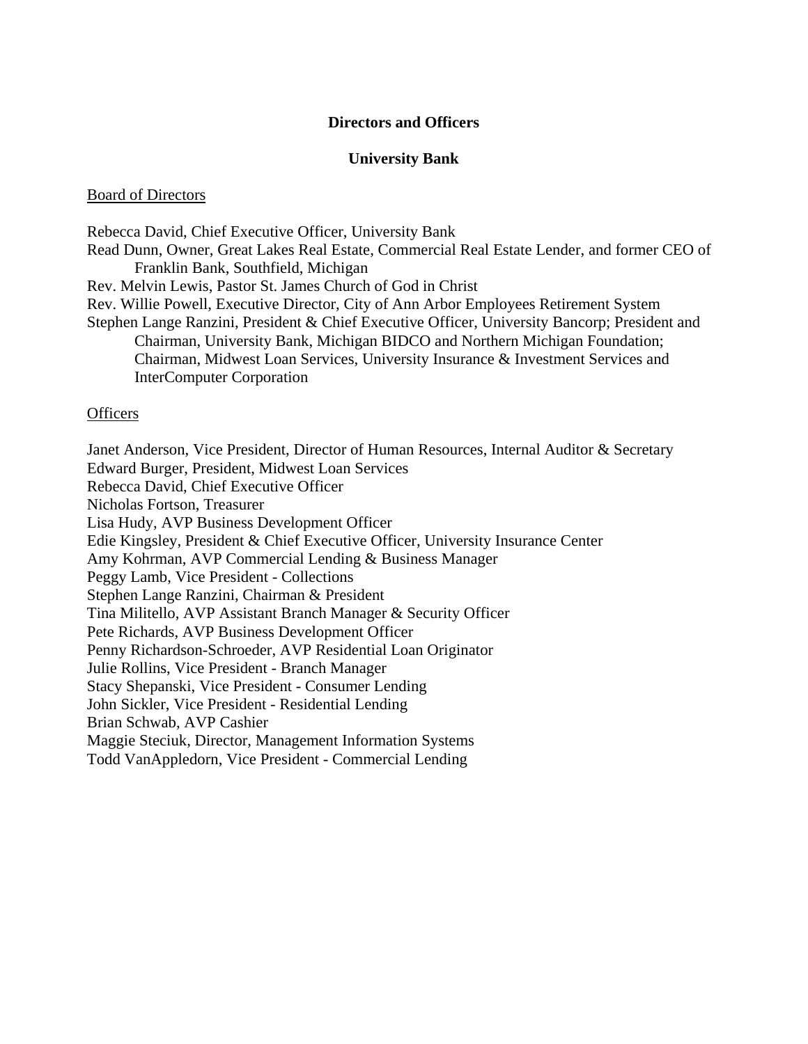# Directors and Officers

## University Bank

Board of Directors

Rebecca David, Chief Executive Officer, University Bank
Read Dunn, Owner, Great Lakes Real Estate, Commercial Real Estate Lender, and former CEO of Franklin Bank, Southfield, Michigan
Rev. Melvin Lewis, Pastor St. James Church of God in Christ
Rev. Willie Powell, Executive Director, City of Ann Arbor Employees Retirement System
Stephen Lange Ranzini, President & Chief Executive Officer, University Bancorp; President and Chairman, University Bank, Michigan BIDCO and Northern Michigan Foundation; Chairman, Midwest Loan Services, University Insurance & Investment Services and InterComputer Corporation

Officers

Janet Anderson, Vice President, Director of Human Resources, Internal Auditor & Secretary
Edward Burger, President, Midwest Loan Services
Rebecca David, Chief Executive Officer
Nicholas Fortson, Treasurer
Lisa Hudy, AVP Business Development Officer
Edie Kingsley, President & Chief Executive Officer, University Insurance Center
Amy Kohrman, AVP Commercial Lending & Business Manager
Peggy Lamb, Vice President - Collections
Stephen Lange Ranzini, Chairman & President
Tina Militello, AVP Assistant Branch Manager & Security Officer
Pete Richards, AVP Business Development Officer
Penny Richardson-Schroeder, AVP Residential Loan Originator
Julie Rollins, Vice President - Branch Manager
Stacy Shepanski, Vice President - Consumer Lending
John Sickler, Vice President - Residential Lending
Brian Schwab, AVP Cashier
Maggie Steciuk, Director, Management Information Systems
Todd VanAppledorn, Vice President - Commercial Lending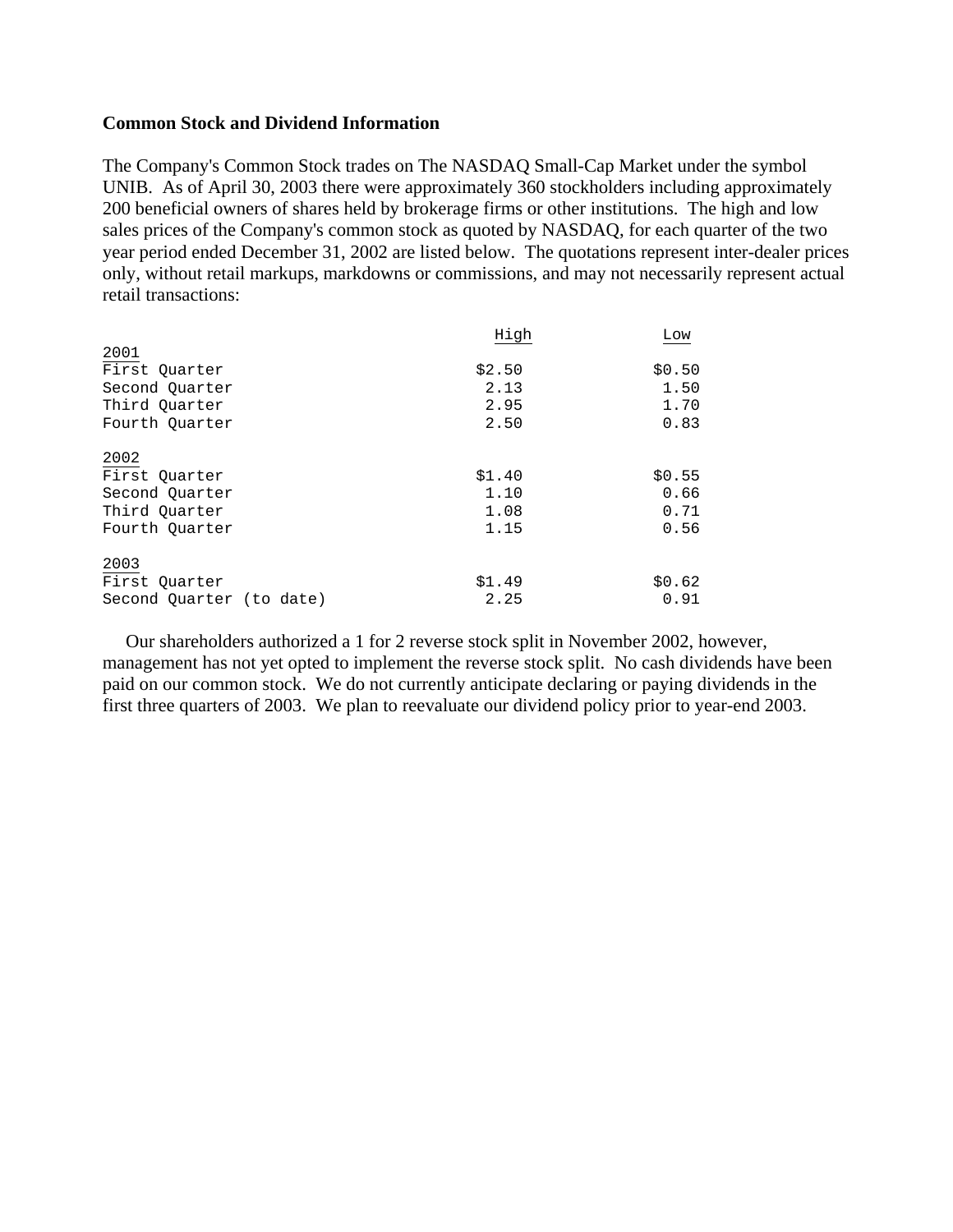**Common Stock and Dividend Information**

The Company's Common Stock trades on The NASDAQ Small-Cap Market under the symbol UNIB. As of April 30, 2003 there were approximately 360 stockholders including approximately 200 beneficial owners of shares held by brokerage firms or other institutions. The high and low sales prices of the Company's common stock as quoted by NASDAQ, for each quarter of the two year period ended December 31, 2002 are listed below. The quotations represent inter-dealer prices only, without retail markups, markdowns or commissions, and may not necessarily represent actual retail transactions:

| | High | Low |
|---|---|---|
| 2001 | | |
| First Quarter | $2.50 | $0.50 |
| Second Quarter | 2.13 | 1.50 |
| Third Quarter | 2.95 | 1.70 |
| Fourth Quarter | 2.50 | 0.83 |
| 2002 | | |
| First Quarter | $1.40 | $0.55 |
| Second Quarter | 1.10 | 0.66 |
| Third Quarter | 1.08 | 0.71 |
| Fourth Quarter | 1.15 | 0.56 |
| 2003 | | |
| First Quarter | $1.49 | $0.62 |
| Second Quarter (to date) | 2.25 | 0.91 |

Our shareholders authorized a 1 for 2 reverse stock split in November 2002, however, management has not yet opted to implement the reverse stock split. No cash dividends have been paid on our common stock. We do not currently anticipate declaring or paying dividends in the first three quarters of 2003. We plan to reevaluate our dividend policy prior to year-end 2003.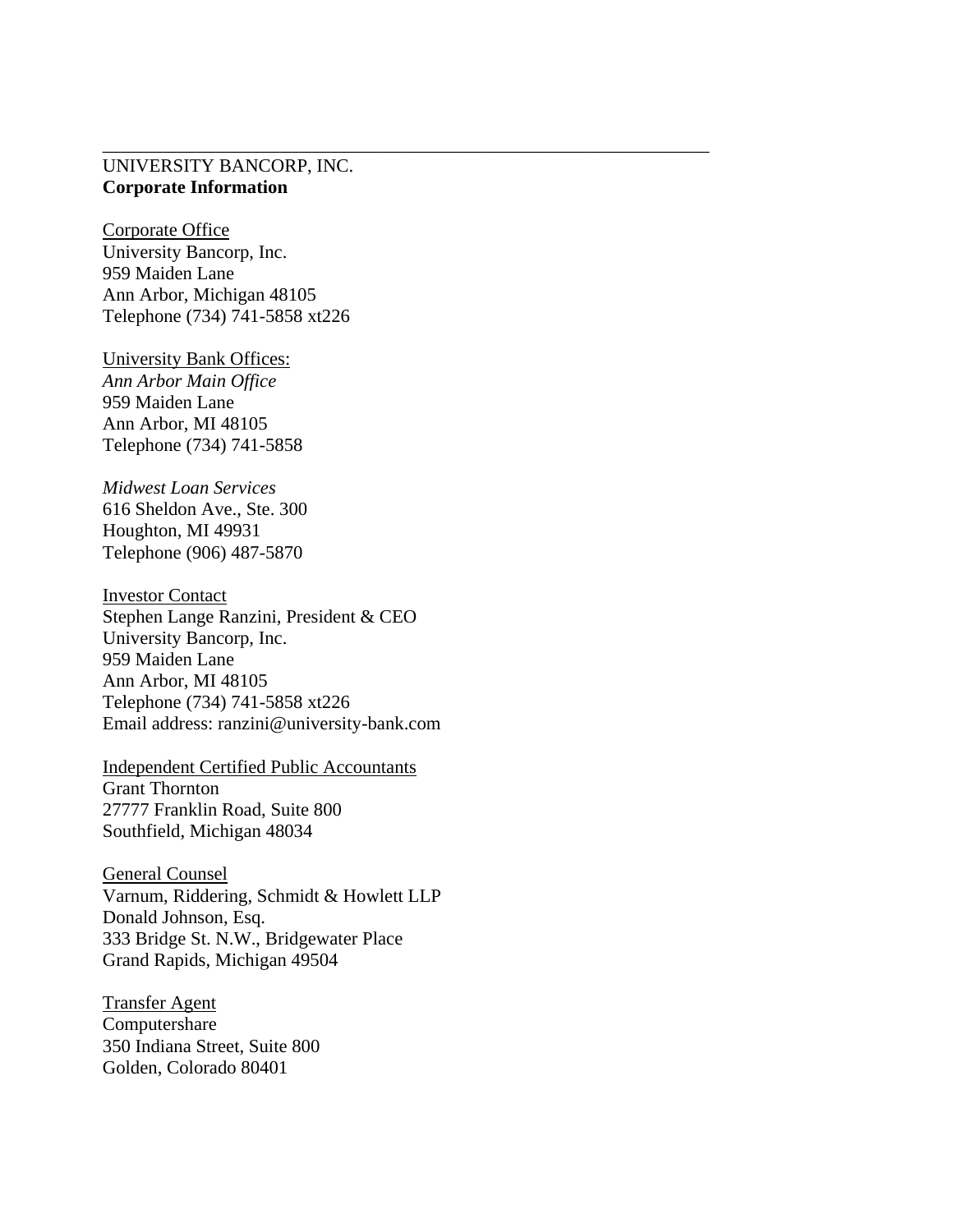---

UNIVERSITY BANCORP, INC.
**Corporate Information**

Corporate Office
University Bancorp, Inc.
959 Maiden Lane
Ann Arbor, Michigan 48105
Telephone (734) 741-5858 xt226

University Bank Offices:
*Ann Arbor Main Office*
959 Maiden Lane
Ann Arbor, MI 48105
Telephone (734) 741-5858

*Midwest Loan Services*
616 Sheldon Ave., Ste. 300
Houghton, MI 49931
Telephone (906) 487-5870

Investor Contact
Stephen Lange Ranzini, President & CEO
University Bancorp, Inc.
959 Maiden Lane
Ann Arbor, MI 48105
Telephone (734) 741-5858 xt226
Email address: ranzini@university-bank.com

Independent Certified Public Accountants
Grant Thornton
27777 Franklin Road, Suite 800
Southfield, Michigan 48034

General Counsel
Varnum, Riddering, Schmidt & Howlett LLP
Donald Johnson, Esq.
333 Bridge St. N.W., Bridgewater Place
Grand Rapids, Michigan 49504

Transfer Agent
Computershare
350 Indiana Street, Suite 800
Golden, Colorado 80401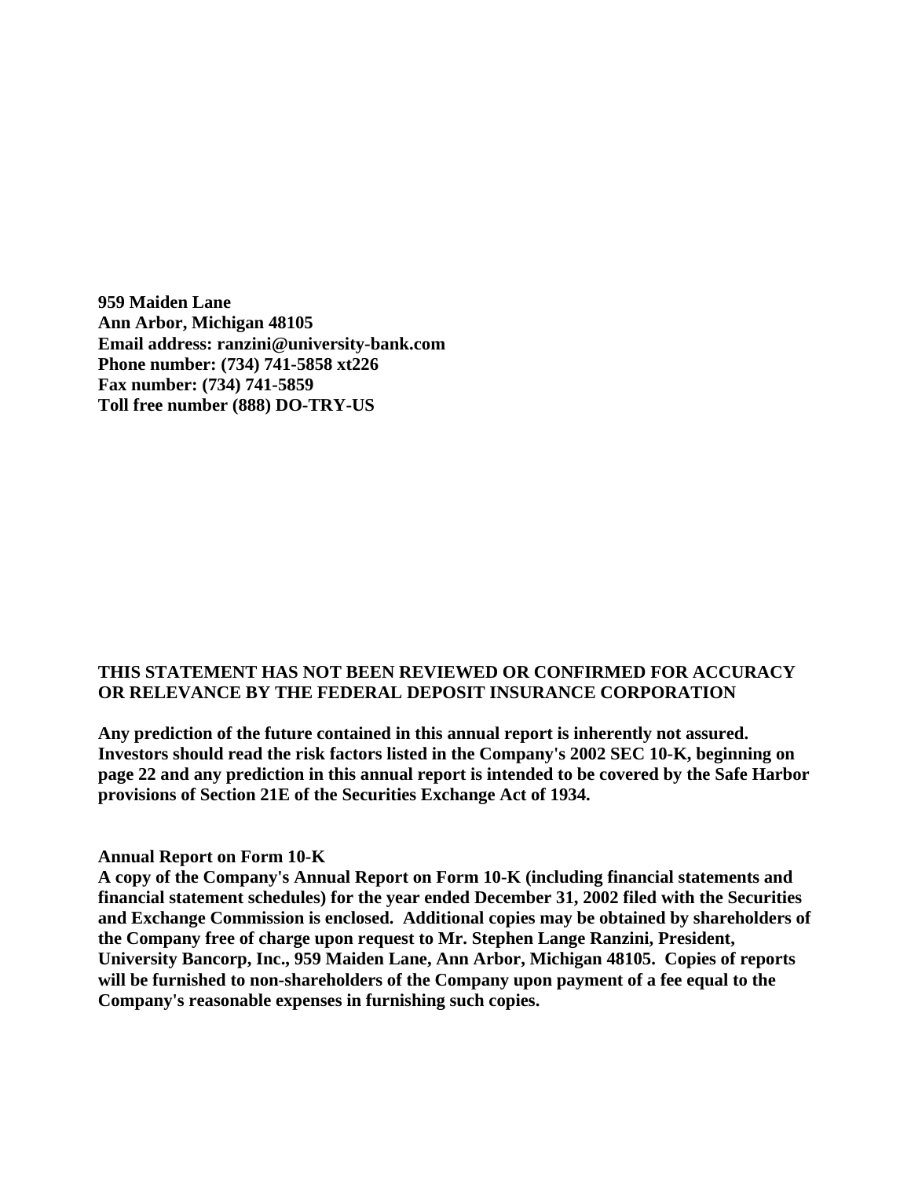**959 Maiden Lane**
**Ann Arbor, Michigan 48105**
**Email address: ranzini@university-bank.com**
**Phone number: (734) 741-5858 xt226**
**Fax number: (734) 741-5859**
**Toll free number (888) DO-TRY-US**

**THIS STATEMENT HAS NOT BEEN REVIEWED OR CONFIRMED FOR ACCURACY OR RELEVANCE BY THE FEDERAL DEPOSIT INSURANCE CORPORATION**

**Any prediction of the future contained in this annual report is inherently not assured. Investors should read the risk factors listed in the Company's 2002 SEC 10-K, beginning on page 22 and any prediction in this annual report is intended to be covered by the Safe Harbor provisions of Section 21E of the Securities Exchange Act of 1934.**

**Annual Report on Form 10-K**
**A copy of the Company's Annual Report on Form 10-K (including financial statements and financial statement schedules) for the year ended December 31, 2002 filed with the Securities and Exchange Commission is enclosed. Additional copies may be obtained by shareholders of the Company free of charge upon request to Mr. Stephen Lange Ranzini, President, University Bancorp, Inc., 959 Maiden Lane, Ann Arbor, Michigan 48105. Copies of reports will be furnished to non-shareholders of the Company upon payment of a fee equal to the Company's reasonable expenses in furnishing such copies.**